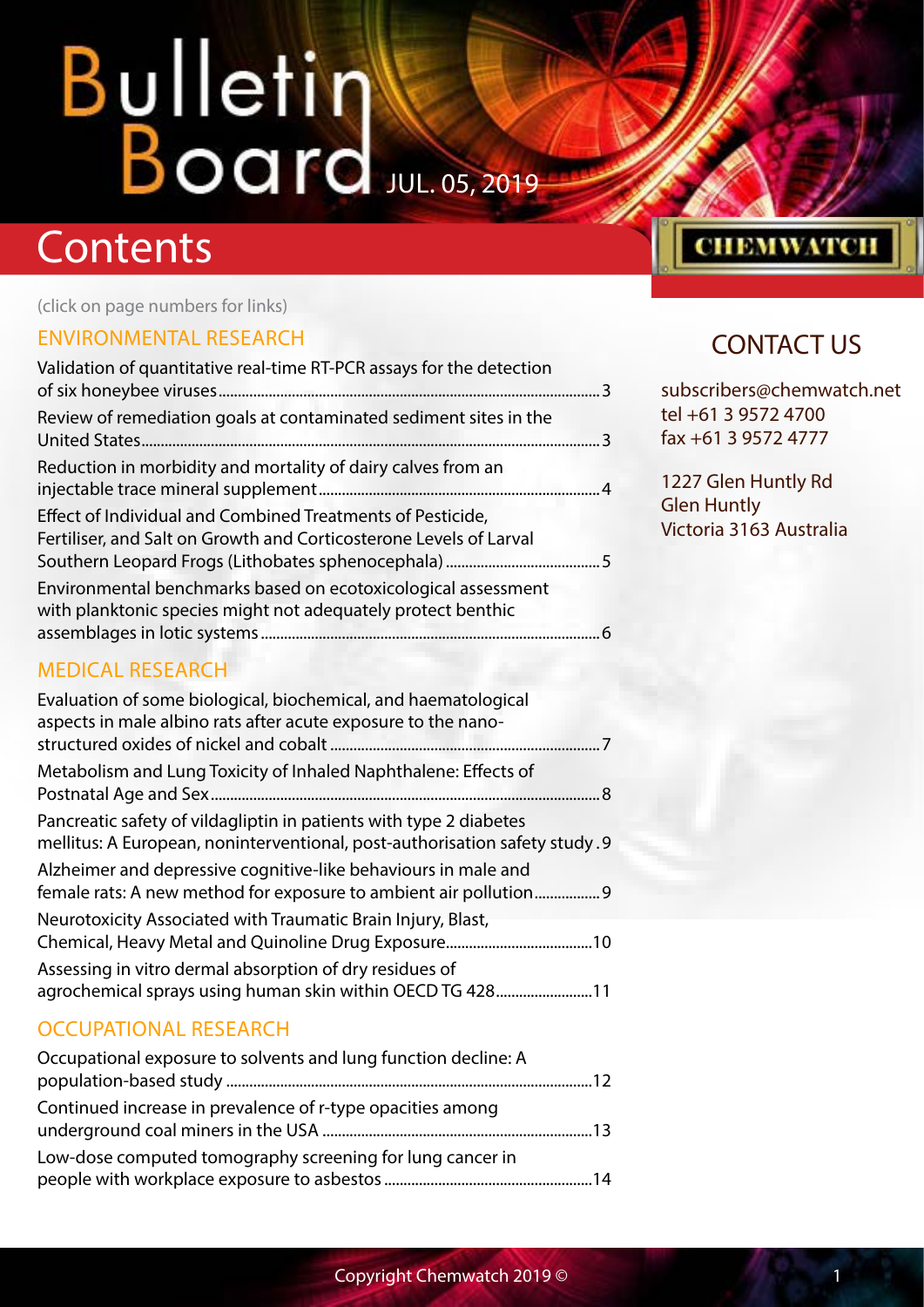# Bulletin Board

JUL. 05, 2019

## Contents

(click on page numbers for links)

### ENVIRONMENTAL RESEARCH

Validation of quantitative real-time RT-PCR assays for the detection of six honeybee viruses....3

Review of remediation goals at contaminated sediment sites in the United States....3

Reduction in morbidity and mortality of dairy calves from an injectable trace mineral supplement....4

Effect of Individual and Combined Treatments of Pesticide, Fertiliser, and Salt on Growth and Corticosterone Levels of Larval Southern Leopard Frogs (Lithobates sphenocephala)....5

Environmental benchmarks based on ecotoxicological assessment with planktonic species might not adequately protect benthic assemblages in lotic systems....6

### MEDICAL RESEARCH

Evaluation of some biological, biochemical, and haematological aspects in male albino rats after acute exposure to the nano-structured oxides of nickel and cobalt....7

Metabolism and Lung Toxicity of Inhaled Naphthalene: Effects of Postnatal Age and Sex....8

Pancreatic safety of vildagliptin in patients with type 2 diabetes mellitus: A European, noninterventional, post-authorisation safety study....9

Alzheimer and depressive cognitive-like behaviours in male and female rats: A new method for exposure to ambient air pollution....9

Neurotoxicity Associated with Traumatic Brain Injury, Blast, Chemical, Heavy Metal and Quinoline Drug Exposure....10

Assessing in vitro dermal absorption of dry residues of agrochemical sprays using human skin within OECD TG 428....11

### OCCUPATIONAL RESEARCH

Occupational exposure to solvents and lung function decline: A population-based study....12

Continued increase in prevalence of r-type opacities among underground coal miners in the USA....13

Low-dose computed tomography screening for lung cancer in people with workplace exposure to asbestos....14

CHEMWATCH

## CONTACT US

subscribers@chemwatch.net
tel +61 3 9572 4700
fax +61 3 9572 4777

1227 Glen Huntly Rd
Glen Huntly
Victoria 3163 Australia

Copyright Chemwatch 2019 ©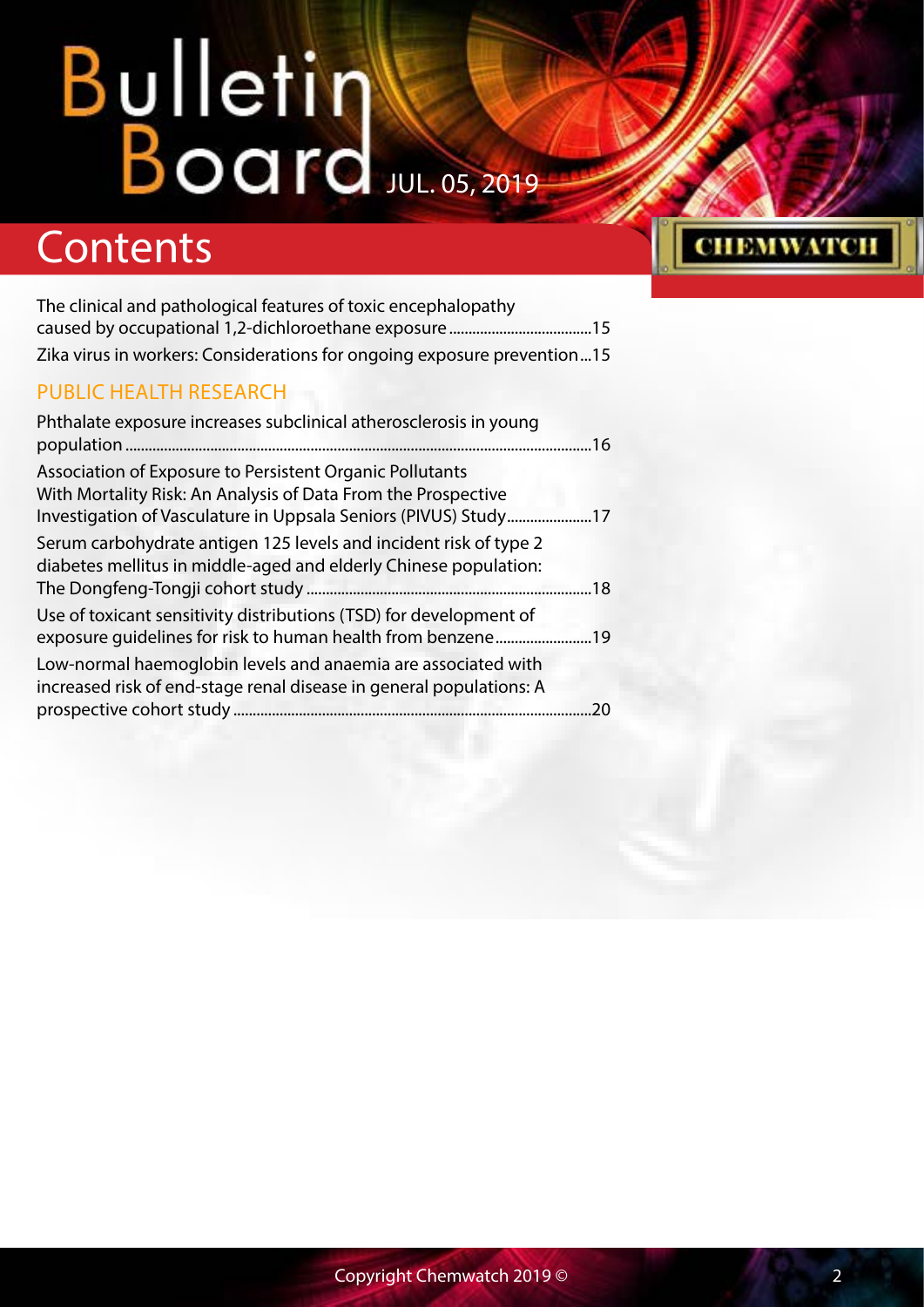# Contents

The clinical and pathological features of toxic encephalopathy caused by occupational 1,2-dichloroethane exposure ....................................15

Zika virus in workers: Considerations for ongoing exposure prevention...15

## PUBLIC HEALTH RESEARCH

Phthalate exposure increases subclinical atherosclerosis in young population ........................................................................................................16

Association of Exposure to Persistent Organic Pollutants With Mortality Risk: An Analysis of Data From the Prospective Investigation of Vasculature in Uppsala Seniors (PIVUS) Study......................17

Serum carbohydrate antigen 125 levels and incident risk of type 2 diabetes mellitus in middle-aged and elderly Chinese population: The Dongfeng-Tongji cohort study .........................................................................18

Use of toxicant sensitivity distributions (TSD) for development of exposure guidelines for risk to human health from benzene.........................19

Low-normal haemoglobin levels and anaemia are associated with increased risk of end-stage renal disease in general populations: A prospective cohort study ............................................................................................20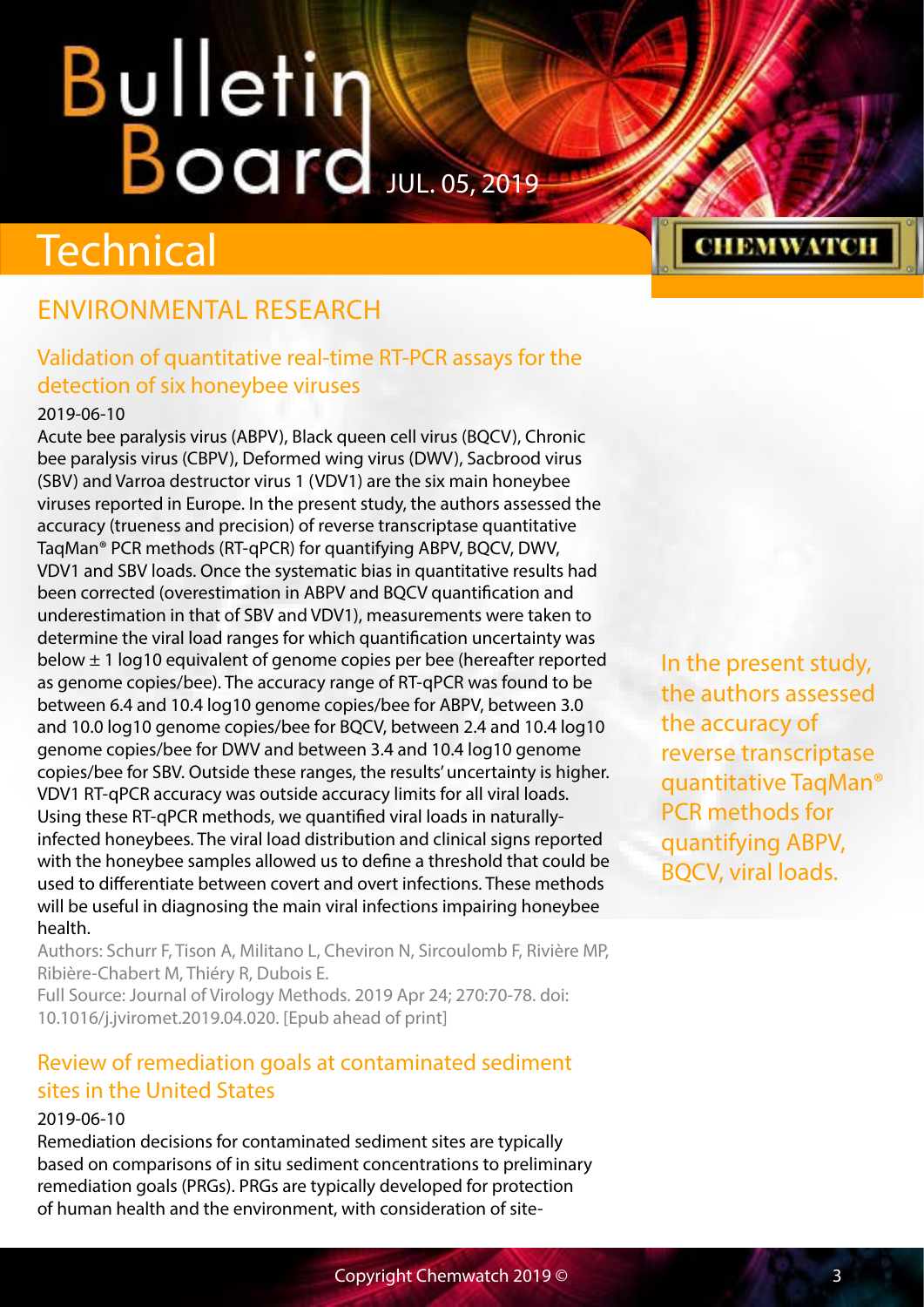# Technical

## ENVIRONMENTAL RESEARCH

### Validation of quantitative real-time RT-PCR assays for the detection of six honeybee viruses

2019-06-10

Acute bee paralysis virus (ABPV), Black queen cell virus (BQCV), Chronic bee paralysis virus (CBPV), Deformed wing virus (DWV), Sacbrood virus (SBV) and Varroa destructor virus 1 (VDV1) are the six main honeybee viruses reported in Europe. In the present study, the authors assessed the accuracy (trueness and precision) of reverse transcriptase quantitative TaqMan® PCR methods (RT-qPCR) for quantifying ABPV, BQCV, DWV, VDV1 and SBV loads. Once the systematic bias in quantitative results had been corrected (overestimation in ABPV and BQCV quantification and underestimation in that of SBV and VDV1), measurements were taken to determine the viral load ranges for which quantification uncertainty was below $\pm$ 1 log10 equivalent of genome copies per bee (hereafter reported as genome copies/bee). The accuracy range of RT-qPCR was found to be between 6.4 and 10.4 log10 genome copies/bee for ABPV, between 3.0 and 10.0 log10 genome copies/bee for BQCV, between 2.4 and 10.4 log10 genome copies/bee for DWV and between 3.4 and 10.4 log10 genome copies/bee for SBV. Outside these ranges, the results' uncertainty is higher. VDV1 RT-qPCR accuracy was outside accuracy limits for all viral loads. Using these RT-qPCR methods, we quantified viral loads in naturally-infected honeybees. The viral load distribution and clinical signs reported with the honeybee samples allowed us to define a threshold that could be used to differentiate between covert and overt infections. These methods will be useful in diagnosing the main viral infections impairing honeybee health.

Authors: Schurr F, Tison A, Militano L, Cheviron N, Sircoulomb F, Rivière MP, Ribière-Chabert M, Thiéry R, Dubois E.

Full Source: Journal of Virology Methods. 2019 Apr 24; 270:70-78. doi: 10.1016/j.jviromet.2019.04.020. [Epub ahead of print]

In the present study, the authors assessed the accuracy of reverse transcriptase quantitative TaqMan® PCR methods for quantifying ABPV, BQCV, viral loads.

### Review of remediation goals at contaminated sediment sites in the United States

2019-06-10

Remediation decisions for contaminated sediment sites are typically based on comparisons of in situ sediment concentrations to preliminary remediation goals (PRGs). PRGs are typically developed for protection of human health and the environment, with consideration of site-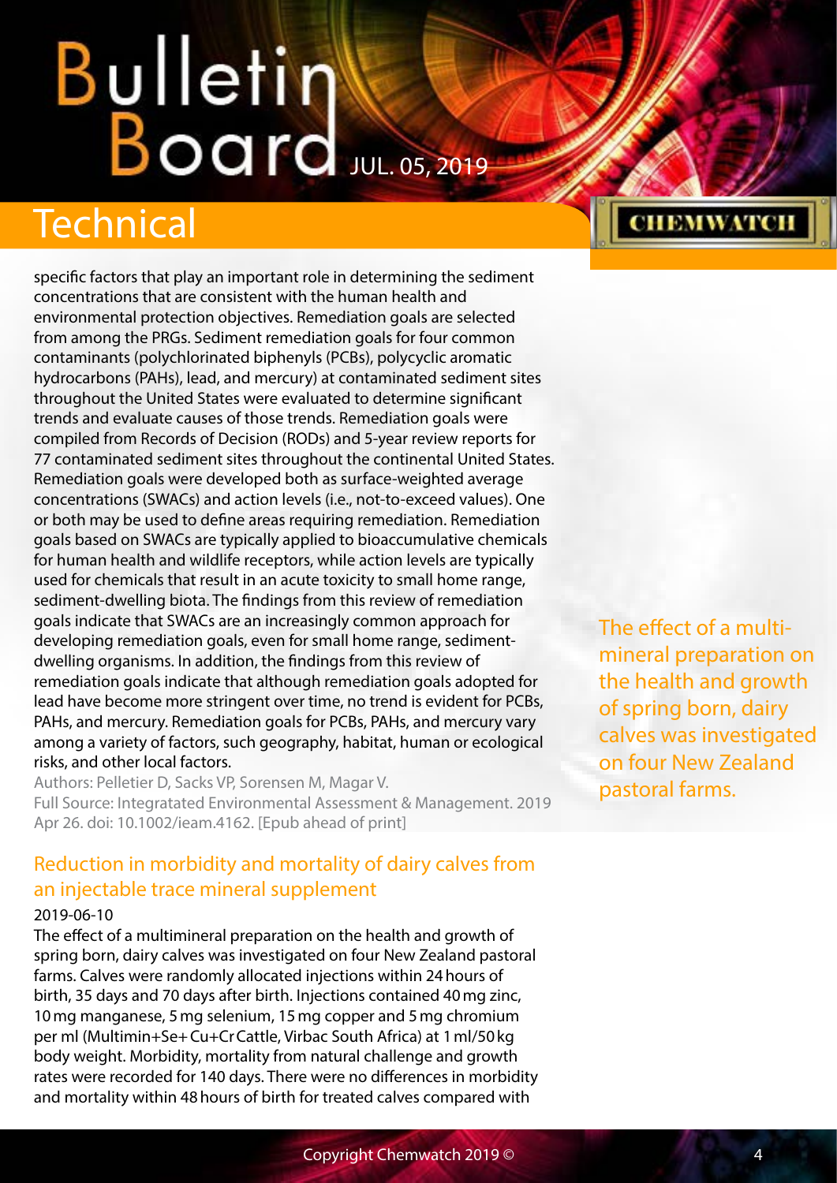specific factors that play an important role in determining the sediment concentrations that are consistent with the human health and environmental protection objectives. Remediation goals are selected from among the PRGs. Sediment remediation goals for four common contaminants (polychlorinated biphenyls (PCBs), polycyclic aromatic hydrocarbons (PAHs), lead, and mercury) at contaminated sediment sites throughout the United States were evaluated to determine significant trends and evaluate causes of those trends. Remediation goals were compiled from Records of Decision (RODs) and 5-year review reports for 77 contaminated sediment sites throughout the continental United States. Remediation goals were developed both as surface-weighted average concentrations (SWACs) and action levels (i.e., not-to-exceed values). One or both may be used to define areas requiring remediation. Remediation goals based on SWACs are typically applied to bioaccumulative chemicals for human health and wildlife receptors, while action levels are typically used for chemicals that result in an acute toxicity to small home range, sediment-dwelling biota. The findings from this review of remediation goals indicate that SWACs are an increasingly common approach for developing remediation goals, even for small home range, sediment-dwelling organisms. In addition, the findings from this review of remediation goals indicate that although remediation goals adopted for lead have become more stringent over time, no trend is evident for PCBs, PAHs, and mercury. Remediation goals for PCBs, PAHs, and mercury vary among a variety of factors, such geography, habitat, human or ecological risks, and other local factors.

Authors: Pelletier D, Sacks VP, Sorensen M, Magar V.

Full Source: Integratated Environmental Assessment & Management. 2019 Apr 26. doi: 10.1002/ieam.4162. [Epub ahead of print]

## Reduction in morbidity and mortality of dairy calves from an injectable trace mineral supplement

2019-06-10

The effect of a multimineral preparation on the health and growth of spring born, dairy calves was investigated on four New Zealand pastoral farms. Calves were randomly allocated injections within 24 hours of birth, 35 days and 70 days after birth. Injections contained 40 mg zinc, 10 mg manganese, 5 mg selenium, 15 mg copper and 5 mg chromium per ml (Multimin+Se+Cu+Cr Cattle, Virbac South Africa) at 1 ml/50 kg body weight. Morbidity, mortality from natural challenge and growth rates were recorded for 140 days. There were no differences in morbidity and mortality within 48 hours of birth for treated calves compared with

The effect of a multi-mineral preparation on the health and growth of spring born, dairy calves was investigated on four New Zealand pastoral farms.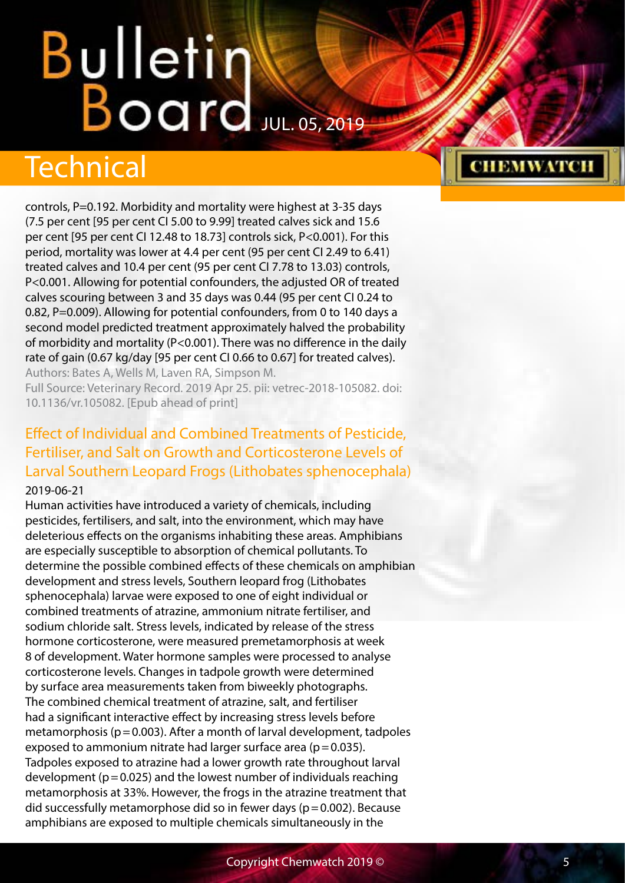controls, $P=0.192$. Morbidity and mortality were highest at 3-35 days (7.5 per cent [95 per cent CI 5.00 to 9.99] treated calves sick and 15.6 per cent [95 per cent CI 12.48 to 18.73] controls sick, $P<0.001$). For this period, mortality was lower at 4.4 per cent (95 per cent CI 2.49 to 6.41) treated calves and 10.4 per cent (95 per cent CI 7.78 to 13.03) controls, $P<0.001$. Allowing for potential confounders, the adjusted OR of treated calves scouring between 3 and 35 days was 0.44 (95 per cent CI 0.24 to 0.82, $P=0.009$). Allowing for potential confounders, from 0 to 140 days a second model predicted treatment approximately halved the probability of morbidity and mortality ($P<0.001$). There was no difference in the daily rate of gain (0.67 kg/day [95 per cent CI 0.66 to 0.67] for treated calves).

Authors: Bates A, Wells M, Laven RA, Simpson M.

Full Source: Veterinary Record. 2019 Apr 25. pii: vetrec-2018-105082. doi: 10.1136/vr.105082. [Epub ahead of print]

## Effect of Individual and Combined Treatments of Pesticide, Fertiliser, and Salt on Growth and Corticosterone Levels of Larval Southern Leopard Frogs (Lithobates sphenocephala)

2019-06-21

Human activities have introduced a variety of chemicals, including pesticides, fertilisers, and salt, into the environment, which may have deleterious effects on the organisms inhabiting these areas. Amphibians are especially susceptible to absorption of chemical pollutants. To determine the possible combined effects of these chemicals on amphibian development and stress levels, Southern leopard frog (Lithobates sphenocephala) larvae were exposed to one of eight individual or combined treatments of atrazine, ammonium nitrate fertiliser, and sodium chloride salt. Stress levels, indicated by release of the stress hormone corticosterone, were measured premetamorphosis at week 8 of development. Water hormone samples were processed to analyse corticosterone levels. Changes in tadpole growth were determined by surface area measurements taken from biweekly photographs. The combined chemical treatment of atrazine, salt, and fertiliser had a significant interactive effect by increasing stress levels before metamorphosis ($p = 0.003$). After a month of larval development, tadpoles exposed to ammonium nitrate had larger surface area ($p = 0.035$). Tadpoles exposed to atrazine had a lower growth rate throughout larval development ($p = 0.025$) and the lowest number of individuals reaching metamorphosis at 33%. However, the frogs in the atrazine treatment that did successfully metamorphose did so in fewer days ($p = 0.002$). Because amphibians are exposed to multiple chemicals simultaneously in the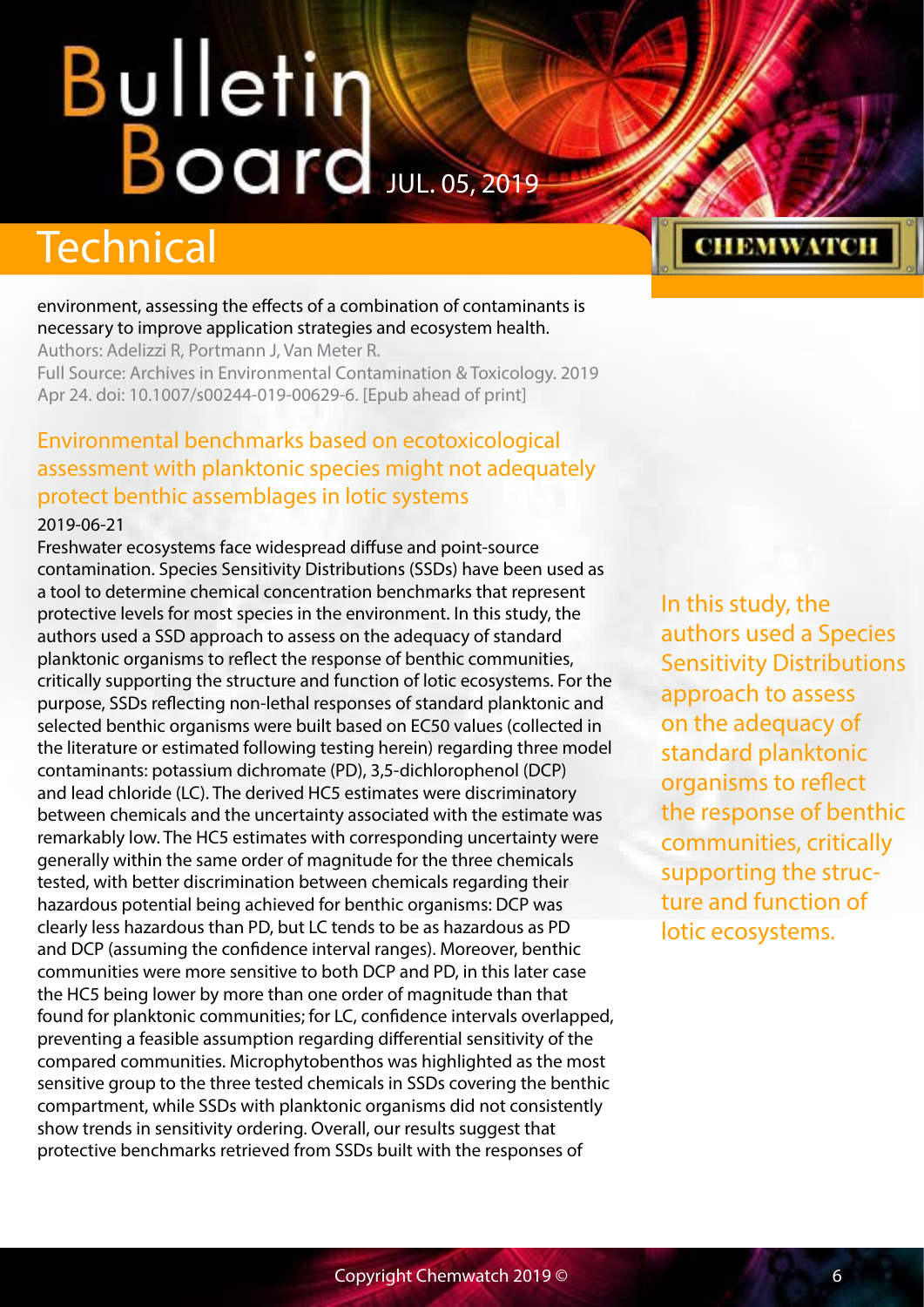environment, assessing the effects of a combination of contaminants is necessary to improve application strategies and ecosystem health.

Authors: Adelizzi R, Portmann J, Van Meter R.

Full Source: Archives in Environmental Contamination & Toxicology. 2019 Apr 24. doi: 10.1007/s00244-019-00629-6. [Epub ahead of print]

## Environmental benchmarks based on ecotoxicological assessment with planktonic species might not adequately protect benthic assemblages in lotic systems

2019-06-21

Freshwater ecosystems face widespread diffuse and point-source contamination. Species Sensitivity Distributions (SSDs) have been used as a tool to determine chemical concentration benchmarks that represent protective levels for most species in the environment. In this study, the authors used a SSD approach to assess on the adequacy of standard planktonic organisms to reflect the response of benthic communities, critically supporting the structure and function of lotic ecosystems. For the purpose, SSDs reflecting non-lethal responses of standard planktonic and selected benthic organisms were built based on EC50 values (collected in the literature or estimated following testing herein) regarding three model contaminants: potassium dichromate (PD), 3,5-dichlorophenol (DCP) and lead chloride (LC). The derived HC5 estimates were discriminatory between chemicals and the uncertainty associated with the estimate was remarkably low. The HC5 estimates with corresponding uncertainty were generally within the same order of magnitude for the three chemicals tested, with better discrimination between chemicals regarding their hazardous potential being achieved for benthic organisms: DCP was clearly less hazardous than PD, but LC tends to be as hazardous as PD and DCP (assuming the confidence interval ranges). Moreover, benthic communities were more sensitive to both DCP and PD, in this later case the HC5 being lower by more than one order of magnitude than that found for planktonic communities; for LC, confidence intervals overlapped, preventing a feasible assumption regarding differential sensitivity of the compared communities. Microphytobenthos was highlighted as the most sensitive group to the three tested chemicals in SSDs covering the benthic compartment, while SSDs with planktonic organisms did not consistently show trends in sensitivity ordering. Overall, our results suggest that protective benchmarks retrieved from SSDs built with the responses of

> In this study, the authors used a Species Sensitivity Distributions approach to assess on the adequacy of standard planktonic organisms to reflect the response of benthic communities, critically supporting the structure and function of lotic ecosystems.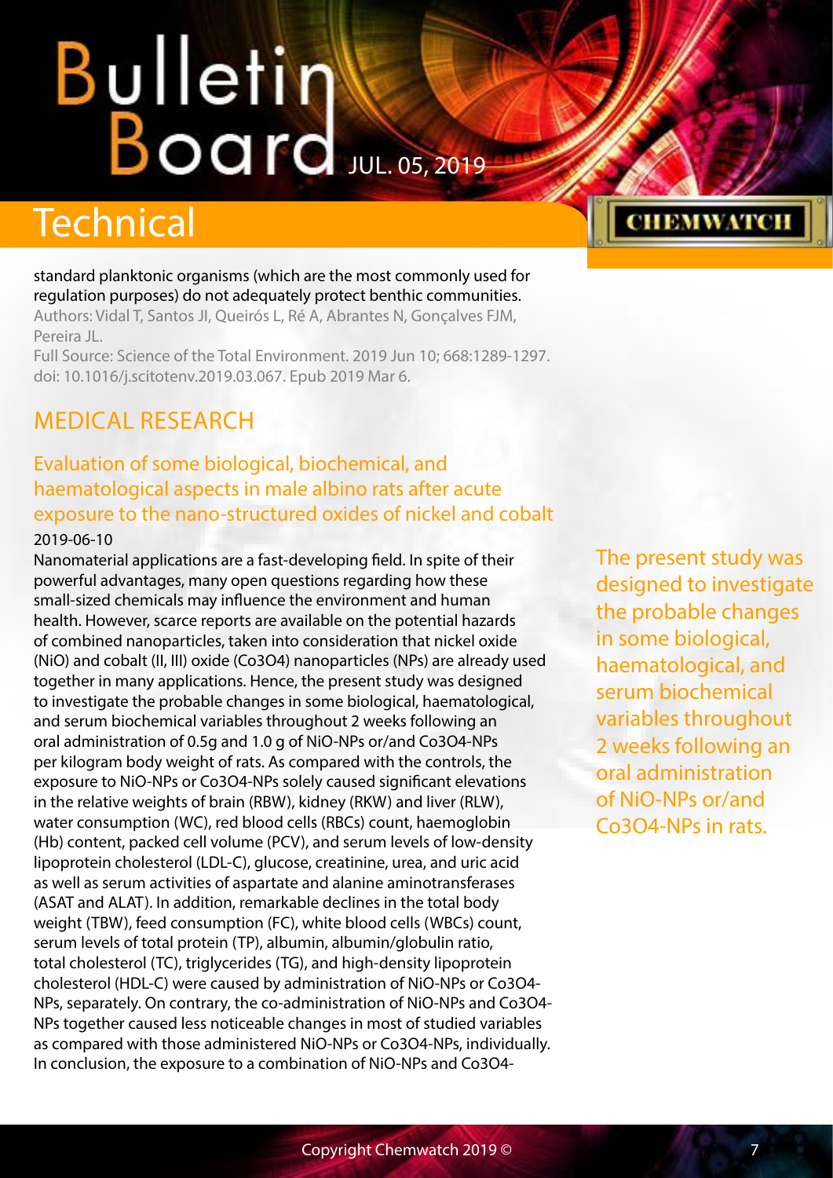standard planktonic organisms (which are the most commonly used for regulation purposes) do not adequately protect benthic communities.

Authors: Vidal T, Santos JI, Queirós L, Ré A, Abrantes N, Gonçalves FJM, Pereira JL.

Full Source: Science of the Total Environment. 2019 Jun 10; 668:1289-1297. doi: 10.1016/j.scitotenv.2019.03.067. Epub 2019 Mar 6.

## MEDICAL RESEARCH

### Evaluation of some biological, biochemical, and haematological aspects in male albino rats after acute exposure to the nano-structured oxides of nickel and cobalt

2019-06-10

Nanomaterial applications are a fast-developing field. In spite of their powerful advantages, many open questions regarding how these small-sized chemicals may influence the environment and human health. However, scarce reports are available on the potential hazards of combined nanoparticles, taken into consideration that nickel oxide (NiO) and cobalt (II, III) oxide ($Co_3O_4$) nanoparticles (NPs) are already used together in many applications. Hence, the present study was designed to investigate the probable changes in some biological, haematological, and serum biochemical variables throughout 2 weeks following an oral administration of 0.5g and 1.0 g of NiO-NPs or/and $Co_3O_4$-NPs per kilogram body weight of rats. As compared with the controls, the exposure to NiO-NPs or $Co_3O_4$-NPs solely caused significant elevations in the relative weights of brain (RBW), kidney (RKW) and liver (RLW), water consumption (WC), red blood cells (RBCs) count, haemoglobin (Hb) content, packed cell volume (PCV), and serum levels of low-density lipoprotein cholesterol (LDL-C), glucose, creatinine, urea, and uric acid as well as serum activities of aspartate and alanine aminotransferases (ASAT and ALAT). In addition, remarkable declines in the total body weight (TBW), feed consumption (FC), white blood cells (WBCs) count, serum levels of total protein (TP), albumin, albumin/globulin ratio, total cholesterol (TC), triglycerides (TG), and high-density lipoprotein cholesterol (HDL-C) were caused by administration of NiO-NPs or $Co_3O_4$-NPs, separately. On contrary, the co-administration of NiO-NPs and $Co_3O_4$-NPs together caused less noticeable changes in most of studied variables as compared with those administered NiO-NPs or $Co_3O_4$-NPs, individually. In conclusion, the exposure to a combination of NiO-NPs and $Co_3O_4$-

The present study was designed to investigate the probable changes in some biological, haematological, and serum biochemical variables throughout 2 weeks following an oral administration of NiO-NPs or/and $Co_3O_4$-NPs in rats.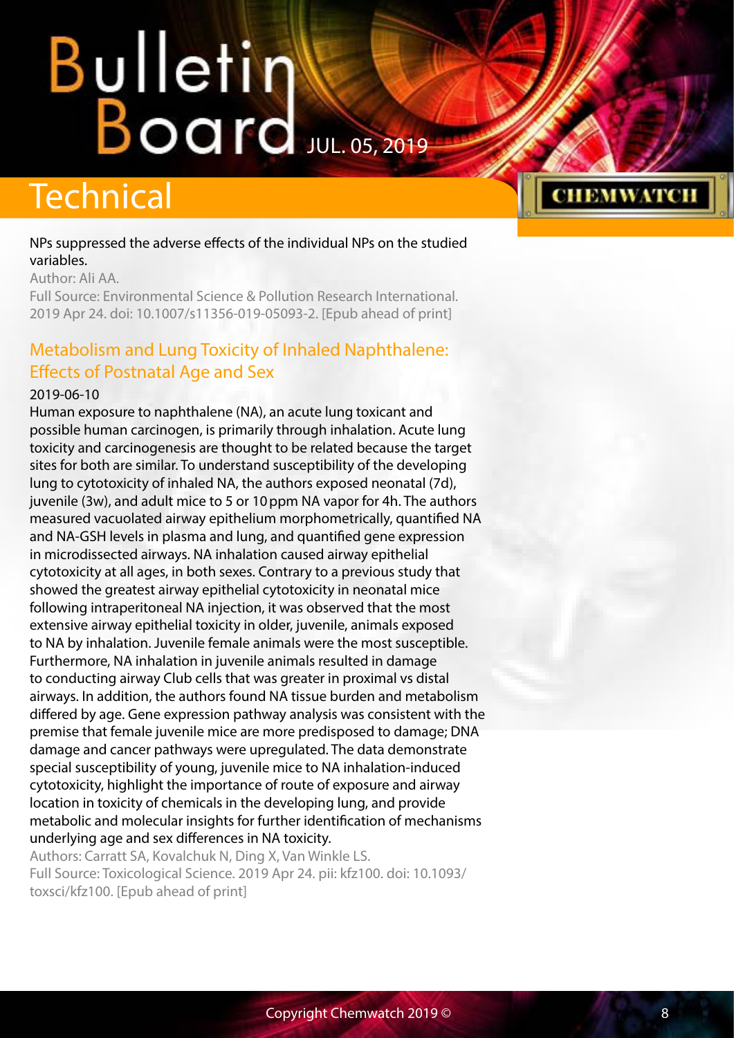NPs suppressed the adverse effects of the individual NPs on the studied variables.

Author: Ali AA.

Full Source: Environmental Science & Pollution Research International. 2019 Apr 24. doi: 10.1007/s11356-019-05093-2. [Epub ahead of print]

## Metabolism and Lung Toxicity of Inhaled Naphthalene: Effects of Postnatal Age and Sex

2019-06-10

Human exposure to naphthalene (NA), an acute lung toxicant and possible human carcinogen, is primarily through inhalation. Acute lung toxicity and carcinogenesis are thought to be related because the target sites for both are similar. To understand susceptibility of the developing lung to cytotoxicity of inhaled NA, the authors exposed neonatal (7d), juvenile (3w), and adult mice to 5 or 10 ppm NA vapor for 4h. The authors measured vacuolated airway epithelium morphometrically, quantified NA and NA-GSH levels in plasma and lung, and quantified gene expression in microdissected airways. NA inhalation caused airway epithelial cytotoxicity at all ages, in both sexes. Contrary to a previous study that showed the greatest airway epithelial cytotoxicity in neonatal mice following intraperitoneal NA injection, it was observed that the most extensive airway epithelial toxicity in older, juvenile, animals exposed to NA by inhalation. Juvenile female animals were the most susceptible. Furthermore, NA inhalation in juvenile animals resulted in damage to conducting airway Club cells that was greater in proximal vs distal airways. In addition, the authors found NA tissue burden and metabolism differed by age. Gene expression pathway analysis was consistent with the premise that female juvenile mice are more predisposed to damage; DNA damage and cancer pathways were upregulated. The data demonstrate special susceptibility of young, juvenile mice to NA inhalation-induced cytotoxicity, highlight the importance of route of exposure and airway location in toxicity of chemicals in the developing lung, and provide metabolic and molecular insights for further identification of mechanisms underlying age and sex differences in NA toxicity.

Authors: Carratt SA, Kovalchuk N, Ding X, Van Winkle LS.

Full Source: Toxicological Science. 2019 Apr 24. pii: kfz100. doi: 10.1093/toxsci/kfz100. [Epub ahead of print]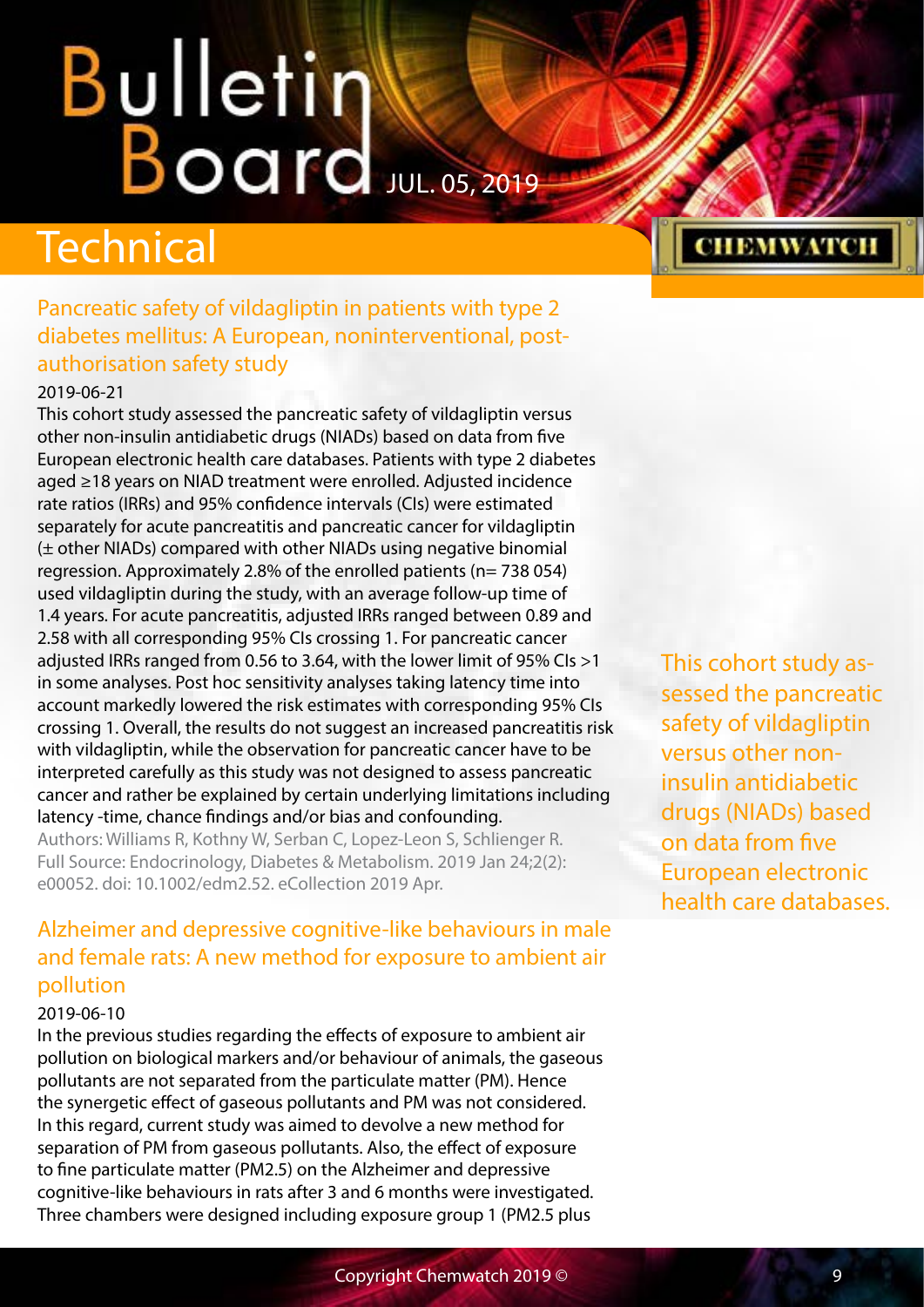# Technical

## Pancreatic safety of vildagliptin in patients with type 2 diabetes mellitus: A European, noninterventional, post-authorisation safety study

2019-06-21

This cohort study assessed the pancreatic safety of vildagliptin versus other non-insulin antidiabetic drugs (NIADs) based on data from five European electronic health care databases. Patients with type 2 diabetes aged ≥18 years on NIAD treatment were enrolled. Adjusted incidence rate ratios (IRRs) and 95% confidence intervals (CIs) were estimated separately for acute pancreatitis and pancreatic cancer for vildagliptin (± other NIADs) compared with other NIADs using negative binomial regression. Approximately 2.8% of the enrolled patients (n= 738 054) used vildagliptin during the study, with an average follow-up time of 1.4 years. For acute pancreatitis, adjusted IRRs ranged between 0.89 and 2.58 with all corresponding 95% CIs crossing 1. For pancreatic cancer adjusted IRRs ranged from 0.56 to 3.64, with the lower limit of 95% CIs >1 in some analyses. Post hoc sensitivity analyses taking latency time into account markedly lowered the risk estimates with corresponding 95% CIs crossing 1. Overall, the results do not suggest an increased pancreatitis risk with vildagliptin, while the observation for pancreatic cancer have to be interpreted carefully as this study was not designed to assess pancreatic cancer and rather be explained by certain underlying limitations including latency -time, chance findings and/or bias and confounding.

Authors: Williams R, Kothny W, Serban C, Lopez-Leon S, Schlienger R.

Full Source: Endocrinology, Diabetes & Metabolism. 2019 Jan 24;2(2): e00052. doi: 10.1002/edm2.52. eCollection 2019 Apr.

This cohort study assessed the pancreatic safety of vildagliptin versus other non-insulin antidiabetic drugs (NIADs) based on data from five European electronic health care databases.

## Alzheimer and depressive cognitive-like behaviours in male and female rats: A new method for exposure to ambient air pollution

2019-06-10

In the previous studies regarding the effects of exposure to ambient air pollution on biological markers and/or behaviour of animals, the gaseous pollutants are not separated from the particulate matter (PM). Hence the synergetic effect of gaseous pollutants and PM was not considered. In this regard, current study was aimed to devolve a new method for separation of PM from gaseous pollutants. Also, the effect of exposure to fine particulate matter ($PM_{2.5}$) on the Alzheimer and depressive cognitive-like behaviours in rats after 3 and 6 months were investigated. Three chambers were designed including exposure group 1 ($PM_{2.5}$ plus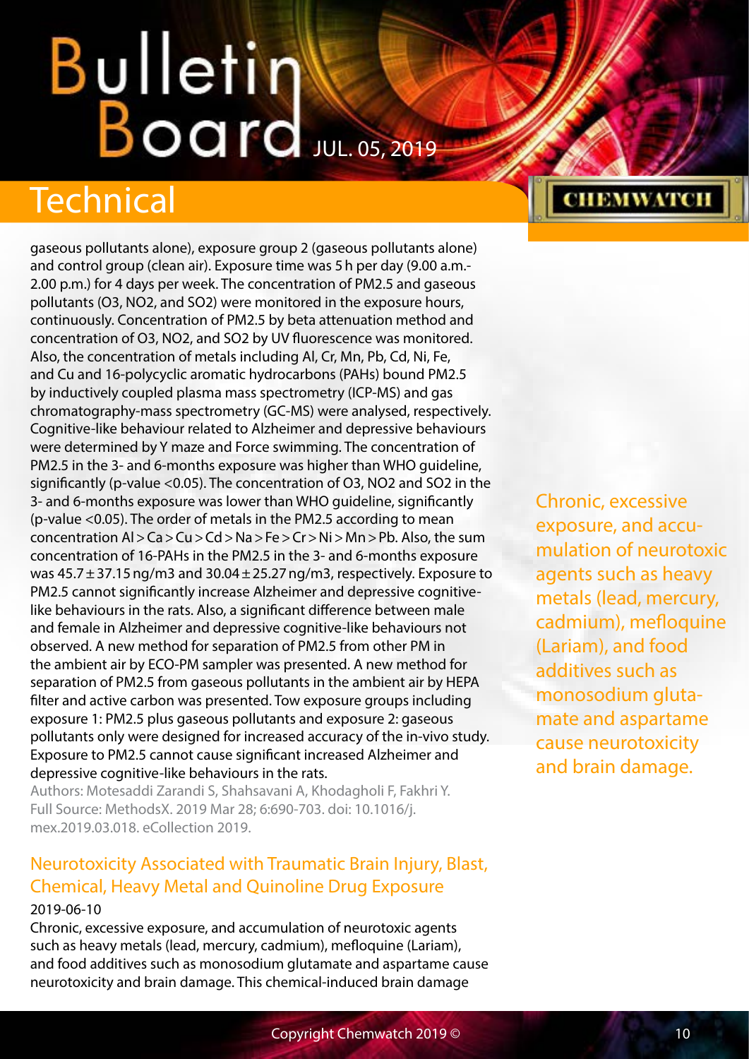gaseous pollutants alone), exposure group 2 (gaseous pollutants alone) and control group (clean air). Exposure time was 5 h per day (9.00 a.m.-2.00 p.m.) for 4 days per week. The concentration of PM2.5 and gaseous pollutants ($O3$, $NO2$, and $SO2$) were monitored in the exposure hours, continuously. Concentration of PM2.5 by beta attenuation method and concentration of $O3$, $NO2$, and $SO2$ by UV fluorescence was monitored. Also, the concentration of metals including Al, Cr, Mn, Pb, Cd, Ni, Fe, and Cu and 16-polycyclic aromatic hydrocarbons (PAHs) bound PM2.5 by inductively coupled plasma mass spectrometry (ICP-MS) and gas chromatography-mass spectrometry (GC-MS) were analysed, respectively. Cognitive-like behaviour related to Alzheimer and depressive behaviours were determined by Y maze and Force swimming. The concentration of PM2.5 in the 3- and 6-months exposure was higher than WHO guideline, significantly (p-value <0.05). The concentration of $O3$, $NO2$ and $SO2$ in the 3- and 6-months exposure was lower than WHO guideline, significantly (p-value <0.05). The order of metals in the PM2.5 according to mean concentration Al > Ca > Cu > Cd > Na > Fe > Cr > Ni > Mn > Pb. Also, the sum concentration of 16-PAHs in the PM2.5 in the 3- and 6-months exposure was $45.7 \pm 37.15$ ng/m3 and $30.04 \pm 25.27$ ng/m3, respectively. Exposure to PM2.5 cannot significantly increase Alzheimer and depressive cognitive-like behaviours in the rats. Also, a significant difference between male and female in Alzheimer and depressive cognitive-like behaviours not observed. A new method for separation of PM2.5 from other PM in the ambient air by ECO-PM sampler was presented. A new method for separation of PM2.5 from gaseous pollutants in the ambient air by HEPA filter and active carbon was presented. Tow exposure groups including exposure 1: PM2.5 plus gaseous pollutants and exposure 2: gaseous pollutants only were designed for increased accuracy of the in-vivo study. Exposure to PM2.5 cannot cause significant increased Alzheimer and depressive cognitive-like behaviours in the rats.

Authors: Motesaddi Zarandi S, Shahsavani A, Khodagholi F, Fakhri Y.
Full Source: MethodsX. 2019 Mar 28; 6:690-703. doi: 10.1016/j.mex.2019.03.018. eCollection 2019.

## Neurotoxicity Associated with Traumatic Brain Injury, Blast, Chemical, Heavy Metal and Quinoline Drug Exposure

2019-06-10

Chronic, excessive exposure, and accumulation of neurotoxic agents such as heavy metals (lead, mercury, cadmium), mefloquine (Lariam), and food additives such as monosodium glutamate and aspartame cause neurotoxicity and brain damage. This chemical-induced brain damage

Chronic, excessive exposure, and accumulation of neurotoxic agents such as heavy metals (lead, mercury, cadmium), mefloquine (Lariam), and food additives such as monosodium glutamate and aspartame cause neurotoxicity and brain damage.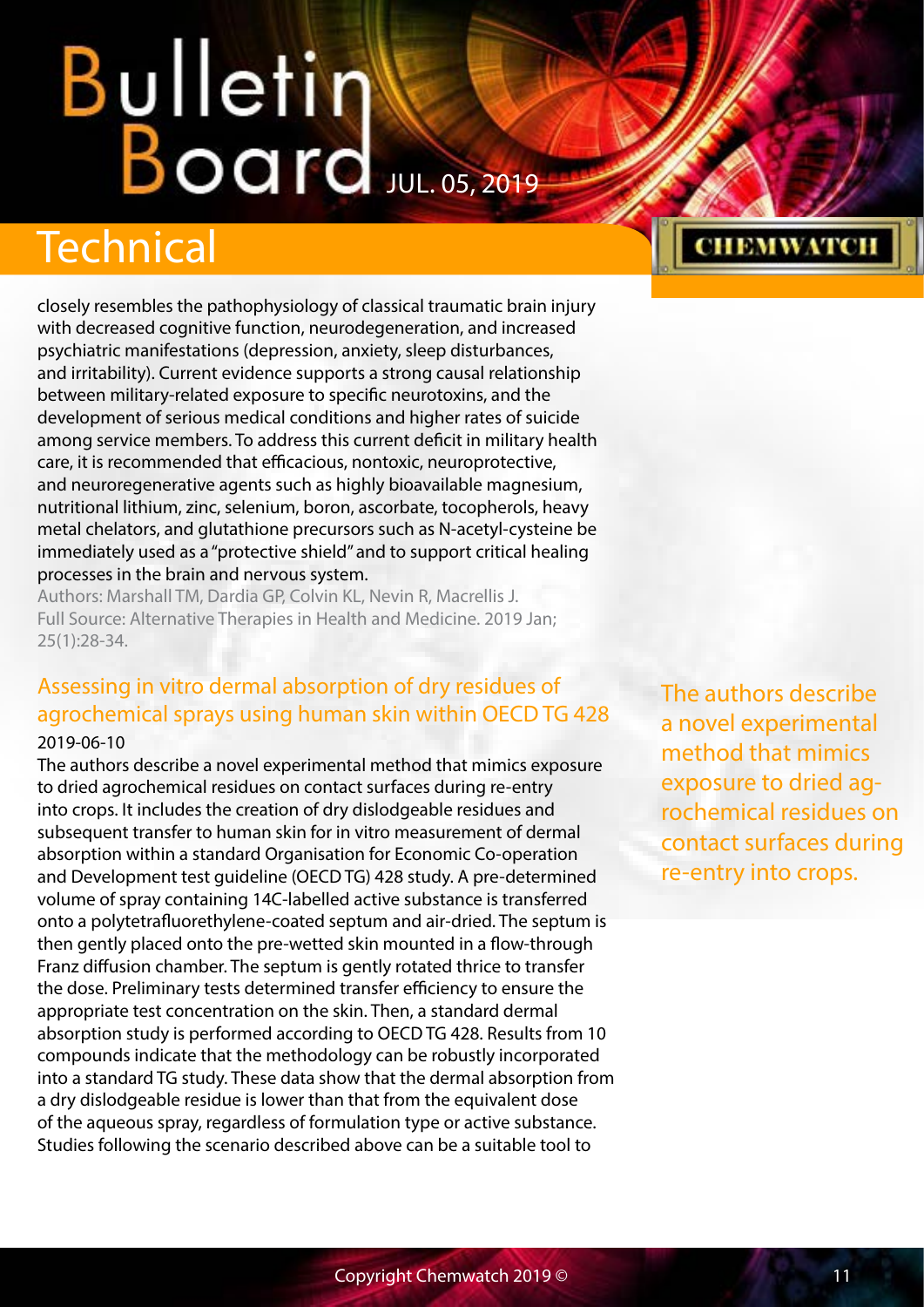closely resembles the pathophysiology of classical traumatic brain injury with decreased cognitive function, neurodegeneration, and increased psychiatric manifestations (depression, anxiety, sleep disturbances, and irritability). Current evidence supports a strong causal relationship between military-related exposure to specific neurotoxins, and the development of serious medical conditions and higher rates of suicide among service members. To address this current deficit in military health care, it is recommended that efficacious, nontoxic, neuroprotective, and neuroregenerative agents such as highly bioavailable magnesium, nutritional lithium, zinc, selenium, boron, ascorbate, tocopherols, heavy metal chelators, and glutathione precursors such as N-acetyl-cysteine be immediately used as a "protective shield" and to support critical healing processes in the brain and nervous system.

Authors: Marshall TM, Dardia GP, Colvin KL, Nevin R, Macrellis J.
Full Source: Alternative Therapies in Health and Medicine. 2019 Jan; 25(1):28-34.

## Assessing in vitro dermal absorption of dry residues of agrochemical sprays using human skin within OECD TG 428

2019-06-10

The authors describe a novel experimental method that mimics exposure to dried agrochemical residues on contact surfaces during re-entry into crops. It includes the creation of dry dislodgeable residues and subsequent transfer to human skin for in vitro measurement of dermal absorption within a standard Organisation for Economic Co-operation and Development test guideline (OECD TG) 428 study. A pre-determined volume of spray containing 14C-labelled active substance is transferred onto a polytetrafluorethylene-coated septum and air-dried. The septum is then gently placed onto the pre-wetted skin mounted in a flow-through Franz diffusion chamber. The septum is gently rotated thrice to transfer the dose. Preliminary tests determined transfer efficiency to ensure the appropriate test concentration on the skin. Then, a standard dermal absorption study is performed according to OECD TG 428. Results from 10 compounds indicate that the methodology can be robustly incorporated into a standard TG study. These data show that the dermal absorption from a dry dislodgeable residue is lower than that from the equivalent dose of the aqueous spray, regardless of formulation type or active substance. Studies following the scenario described above can be a suitable tool to

The authors describe a novel experimental method that mimics exposure to dried agrochemical residues on contact surfaces during re-entry into crops.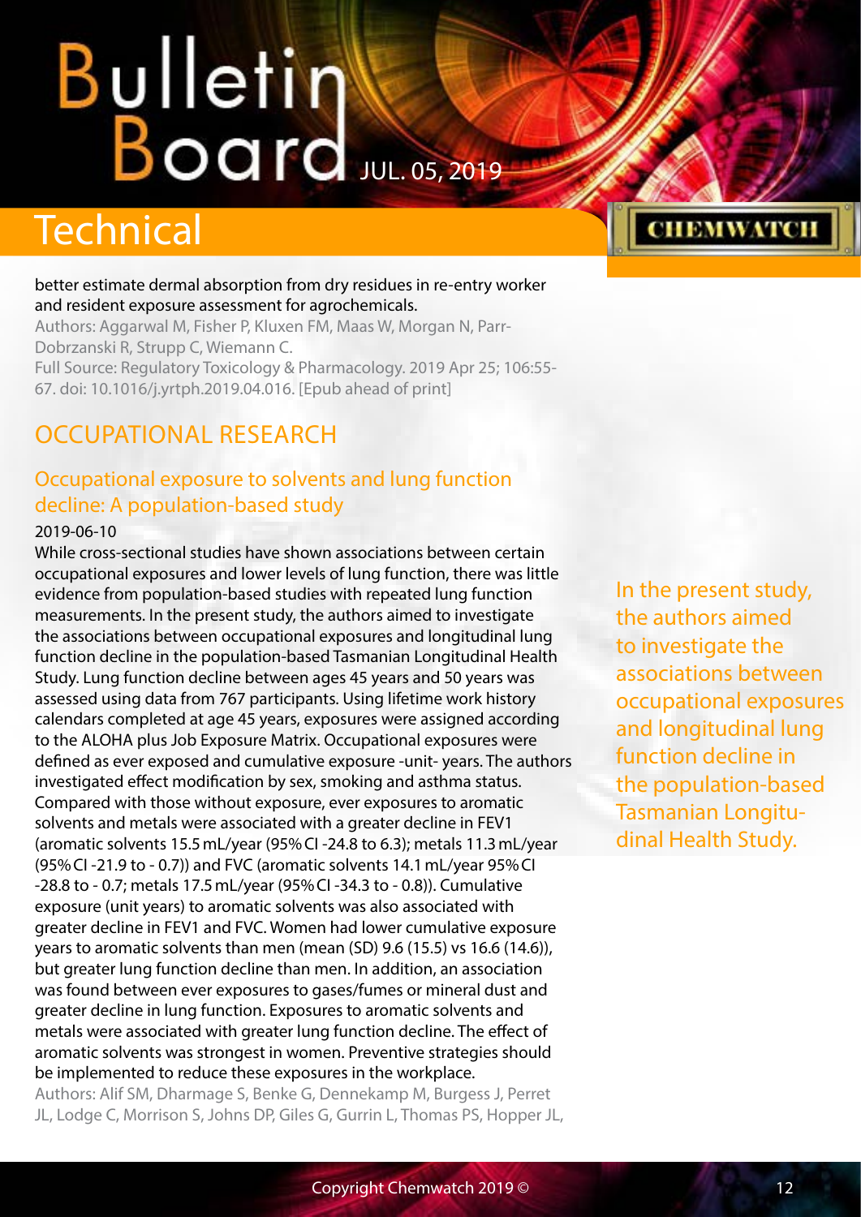better estimate dermal absorption from dry residues in re-entry worker and resident exposure assessment for agrochemicals.

Authors: Aggarwal M, Fisher P, Kluxen FM, Maas W, Morgan N, Parr-Dobrzanski R, Strupp C, Wiemann C.

Full Source: Regulatory Toxicology & Pharmacology. 2019 Apr 25; 106:55-67. doi: 10.1016/j.yrtph.2019.04.016. [Epub ahead of print]

## OCCUPATIONAL RESEARCH

### Occupational exposure to solvents and lung function decline: A population-based study

2019-06-10

While cross-sectional studies have shown associations between certain occupational exposures and lower levels of lung function, there was little evidence from population-based studies with repeated lung function measurements. In the present study, the authors aimed to investigate the associations between occupational exposures and longitudinal lung function decline in the population-based Tasmanian Longitudinal Health Study. Lung function decline between ages 45 years and 50 years was assessed using data from 767 participants. Using lifetime work history calendars completed at age 45 years, exposures were assigned according to the ALOHA plus Job Exposure Matrix. Occupational exposures were defined as ever exposed and cumulative exposure -unit- years. The authors investigated effect modification by sex, smoking and asthma status. Compared with those without exposure, ever exposures to aromatic solvents and metals were associated with a greater decline in FEV1 (aromatic solvents 15.5 mL/year (95% CI -24.8 to 6.3); metals 11.3 mL/year (95% CI -21.9 to - 0.7)) and FVC (aromatic solvents 14.1 mL/year 95% CI -28.8 to - 0.7; metals 17.5 mL/year (95% CI -34.3 to - 0.8)). Cumulative exposure (unit years) to aromatic solvents was also associated with greater decline in FEV1 and FVC. Women had lower cumulative exposure years to aromatic solvents than men (mean (SD) 9.6 (15.5) vs 16.6 (14.6)), but greater lung function decline than men. In addition, an association was found between ever exposures to gases/fumes or mineral dust and greater decline in lung function. Exposures to aromatic solvents and metals were associated with greater lung function decline. The effect of aromatic solvents was strongest in women. Preventive strategies should be implemented to reduce these exposures in the workplace.

Authors: Alif SM, Dharmage S, Benke G, Dennekamp M, Burgess J, Perret JL, Lodge C, Morrison S, Johns DP, Giles G, Gurrin L, Thomas PS, Hopper JL,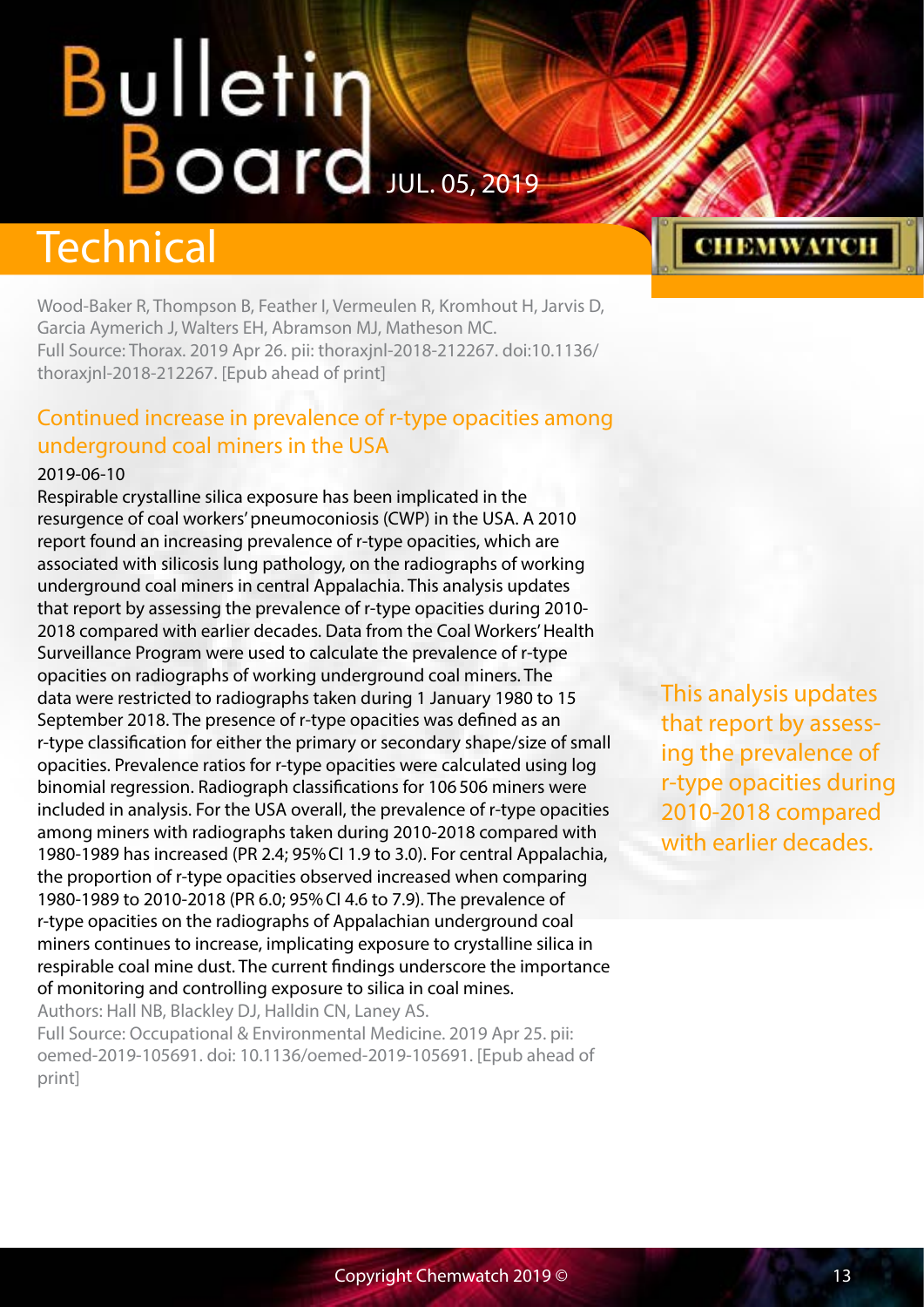Wood-Baker R, Thompson B, Feather I, Vermeulen R, Kromhout H, Jarvis D, Garcia Aymerich J, Walters EH, Abramson MJ, Matheson MC.
Full Source: Thorax. 2019 Apr 26. pii: thoraxjnl-2018-212267. doi:10.1136/thoraxjnl-2018-212267. [Epub ahead of print]

## Continued increase in prevalence of r-type opacities among underground coal miners in the USA

2019-06-10

Respirable crystalline silica exposure has been implicated in the resurgence of coal workers' pneumoconiosis (CWP) in the USA. A 2010 report found an increasing prevalence of r-type opacities, which are associated with silicosis lung pathology, on the radiographs of working underground coal miners in central Appalachia. This analysis updates that report by assessing the prevalence of r-type opacities during 2010-2018 compared with earlier decades. Data from the Coal Workers' Health Surveillance Program were used to calculate the prevalence of r-type opacities on radiographs of working underground coal miners. The data were restricted to radiographs taken during 1 January 1980 to 15 September 2018. The presence of r-type opacities was defined as an r-type classification for either the primary or secondary shape/size of small opacities. Prevalence ratios for r-type opacities were calculated using log binomial regression. Radiograph classifications for 106 506 miners were included in analysis. For the USA overall, the prevalence of r-type opacities among miners with radiographs taken during 2010-2018 compared with 1980-1989 has increased (PR 2.4; 95% CI 1.9 to 3.0). For central Appalachia, the proportion of r-type opacities observed increased when comparing 1980-1989 to 2010-2018 (PR 6.0; 95% CI 4.6 to 7.9). The prevalence of r-type opacities on the radiographs of Appalachian underground coal miners continues to increase, implicating exposure to crystalline silica in respirable coal mine dust. The current findings underscore the importance of monitoring and controlling exposure to silica in coal mines.

Authors: Hall NB, Blackley DJ, Halldin CN, Laney AS.
Full Source: Occupational & Environmental Medicine. 2019 Apr 25. pii: oemed-2019-105691. doi: 10.1136/oemed-2019-105691. [Epub ahead of print]

This analysis updates that report by assessing the prevalence of r-type opacities during 2010-2018 compared with earlier decades.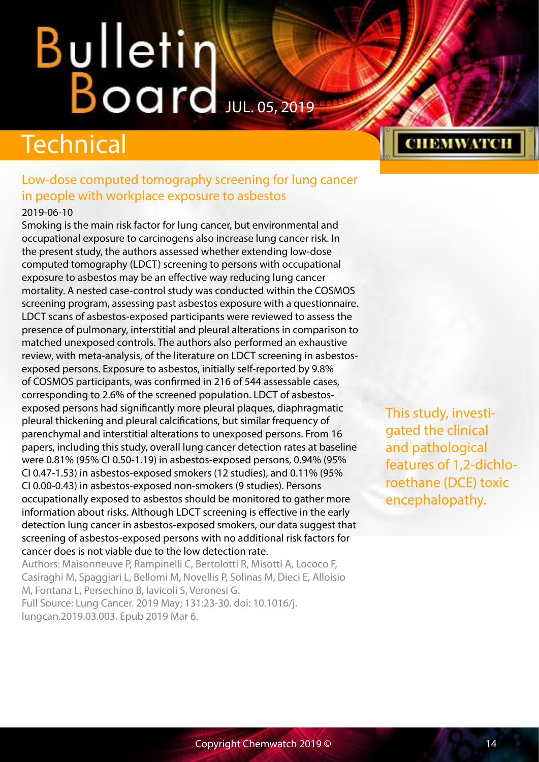## Technical

### Low-dose computed tomography screening for lung cancer in people with workplace exposure to asbestos

2019-06-10

Smoking is the main risk factor for lung cancer, but environmental and occupational exposure to carcinogens also increase lung cancer risk. In the present study, the authors assessed whether extending low-dose computed tomography (LDCT) screening to persons with occupational exposure to asbestos may be an effective way reducing lung cancer mortality. A nested case-control study was conducted within the COSMOS screening program, assessing past asbestos exposure with a questionnaire. LDCT scans of asbestos-exposed participants were reviewed to assess the presence of pulmonary, interstitial and pleural alterations in comparison to matched unexposed controls. The authors also performed an exhaustive review, with meta-analysis, of the literature on LDCT screening in asbestos-exposed persons. Exposure to asbestos, initially self-reported by 9.8% of COSMOS participants, was confirmed in 216 of 544 assessable cases, corresponding to 2.6% of the screened population. LDCT of asbestos-exposed persons had significantly more pleural plaques, diaphragmatic pleural thickening and pleural calcifications, but similar frequency of parenchymal and interstitial alterations to unexposed persons. From 16 papers, including this study, overall lung cancer detection rates at baseline were 0.81% (95% CI 0.50-1.19) in asbestos-exposed persons, 0.94% (95% CI 0.47-1.53) in asbestos-exposed smokers (12 studies), and 0.11% (95% CI 0.00-0.43) in asbestos-exposed non-smokers (9 studies). Persons occupationally exposed to asbestos should be monitored to gather more information about risks. Although LDCT screening is effective in the early detection lung cancer in asbestos-exposed smokers, our data suggest that screening of asbestos-exposed persons with no additional risk factors for cancer does is not viable due to the low detection rate.

Authors: Maisonneuve P, Rampinelli C, Bertolotti R, Misotti A, Lococo F, Casiraghi M, Spaggiari L, Bellomi M, Novellis P, Solinas M, Dieci E, Alloisio M, Fontana L, Persechino B, Iavicoli S, Veronesi G.

Full Source: Lung Cancer. 2019 May; 131:23-30. doi: 10.1016/j.lungcan.2019.03.003. Epub 2019 Mar 6.

This study, investigated the clinical and pathological features of 1,2-dichloroethane (DCE) toxic encephalopathy.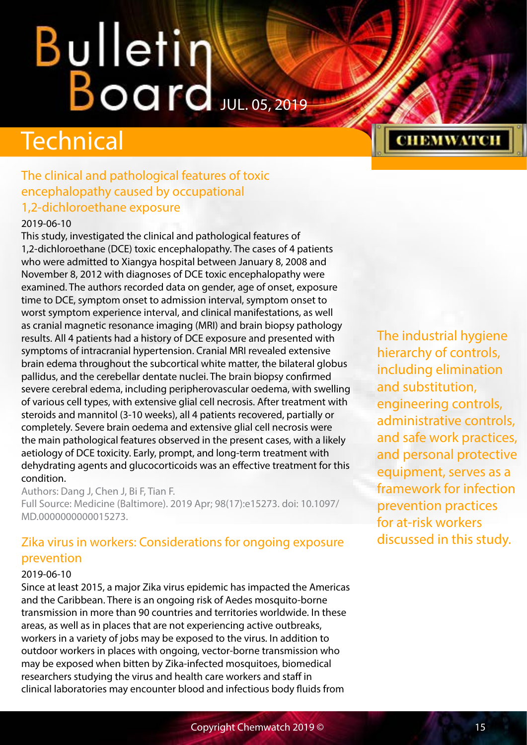# Technical

## The clinical and pathological features of toxic encephalopathy caused by occupational 1,2-dichloroethane exposure

2019-06-10

This study, investigated the clinical and pathological features of 1,2-dichloroethane (DCE) toxic encephalopathy. The cases of 4 patients who were admitted to Xiangya hospital between January 8, 2008 and November 8, 2012 with diagnoses of DCE toxic encephalopathy were examined. The authors recorded data on gender, age of onset, exposure time to DCE, symptom onset to admission interval, symptom onset to worst symptom experience interval, and clinical manifestations, as well as cranial magnetic resonance imaging (MRI) and brain biopsy pathology results. All 4 patients had a history of DCE exposure and presented with symptoms of intracranial hypertension. Cranial MRI revealed extensive brain edema throughout the subcortical white matter, the bilateral globus pallidus, and the cerebellar dentate nuclei. The brain biopsy confirmed severe cerebral edema, including peripherovascular oedema, with swelling of various cell types, with extensive glial cell necrosis. After treatment with steroids and mannitol (3-10 weeks), all 4 patients recovered, partially or completely. Severe brain oedema and extensive glial cell necrosis were the main pathological features observed in the present cases, with a likely aetiology of DCE toxicity. Early, prompt, and long-term treatment with dehydrating agents and glucocorticoids was an effective treatment for this condition.

Authors: Dang J, Chen J, Bi F, Tian F.

Full Source: Medicine (Baltimore). 2019 Apr; 98(17):e15273. doi: 10.1097/MD.0000000000015273.

## Zika virus in workers: Considerations for ongoing exposure prevention

2019-06-10

Since at least 2015, a major Zika virus epidemic has impacted the Americas and the Caribbean. There is an ongoing risk of Aedes mosquito-borne transmission in more than 90 countries and territories worldwide. In these areas, as well as in places that are not experiencing active outbreaks, workers in a variety of jobs may be exposed to the virus. In addition to outdoor workers in places with ongoing, vector-borne transmission who may be exposed when bitten by Zika-infected mosquitoes, biomedical researchers studying the virus and health care workers and staff in clinical laboratories may encounter blood and infectious body fluids from

The industrial hygiene hierarchy of controls, including elimination and substitution, engineering controls, administrative controls, and safe work practices, and personal protective equipment, serves as a framework for infection prevention practices for at-risk workers discussed in this study.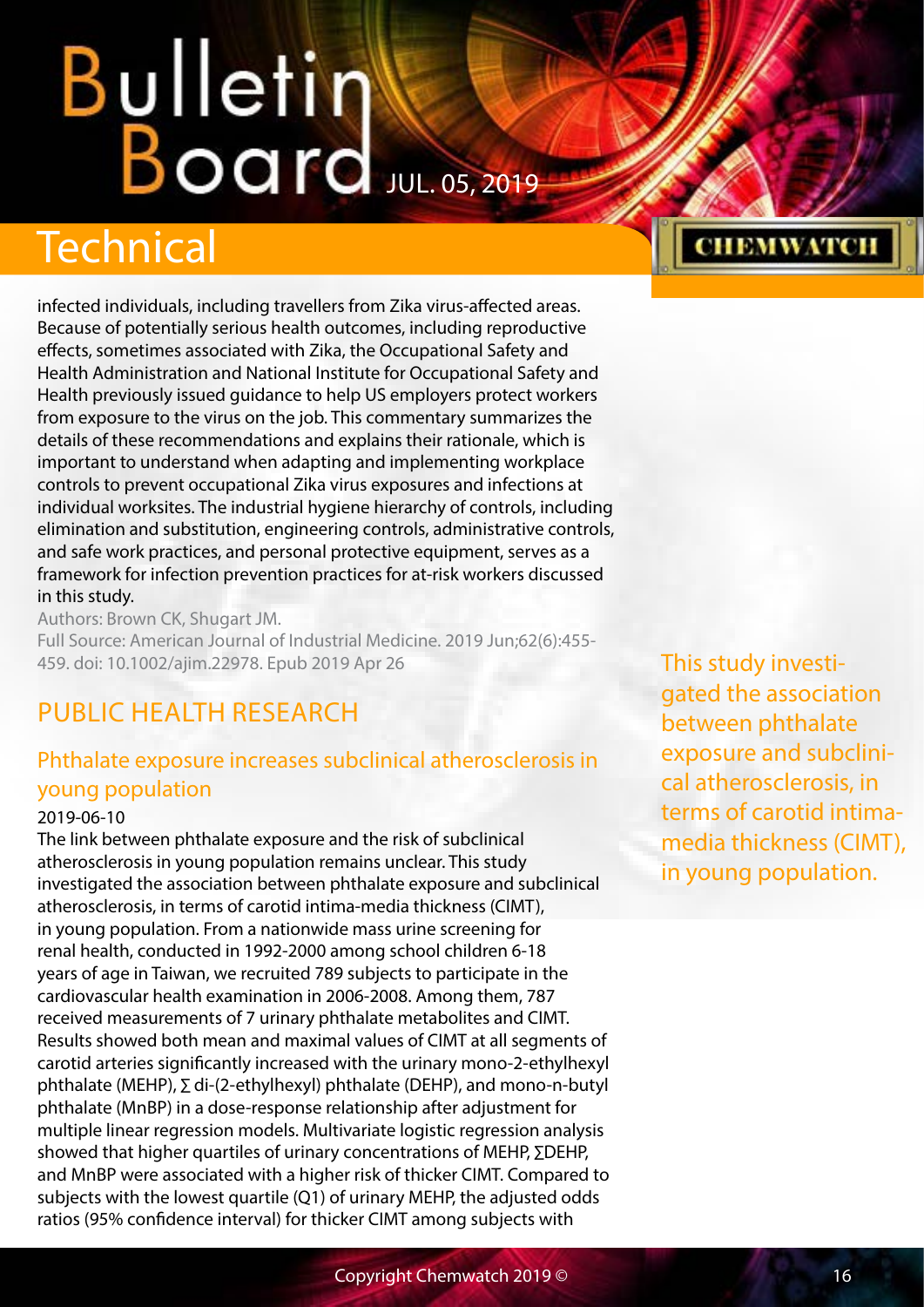infected individuals, including travellers from Zika virus-affected areas. Because of potentially serious health outcomes, including reproductive effects, sometimes associated with Zika, the Occupational Safety and Health Administration and National Institute for Occupational Safety and Health previously issued guidance to help US employers protect workers from exposure to the virus on the job. This commentary summarizes the details of these recommendations and explains their rationale, which is important to understand when adapting and implementing workplace controls to prevent occupational Zika virus exposures and infections at individual worksites. The industrial hygiene hierarchy of controls, including elimination and substitution, engineering controls, administrative controls, and safe work practices, and personal protective equipment, serves as a framework for infection prevention practices for at-risk workers discussed in this study.

Authors: Brown CK, Shugart JM.

Full Source: American Journal of Industrial Medicine. 2019 Jun;62(6):455-459. doi: 10.1002/ajim.22978. Epub 2019 Apr 26

## PUBLIC HEALTH RESEARCH

### Phthalate exposure increases subclinical atherosclerosis in young population

2019-06-10

The link between phthalate exposure and the risk of subclinical atherosclerosis in young population remains unclear. This study investigated the association between phthalate exposure and subclinical atherosclerosis, in terms of carotid intima-media thickness (CIMT), in young population. From a nationwide mass urine screening for renal health, conducted in 1992-2000 among school children 6-18 years of age in Taiwan, we recruited 789 subjects to participate in the cardiovascular health examination in 2006-2008. Among them, 787 received measurements of 7 urinary phthalate metabolites and CIMT. Results showed both mean and maximal values of CIMT at all segments of carotid arteries significantly increased with the urinary mono-2-ethylhexyl phthalate (MEHP), ∑ di-(2-ethylhexyl) phthalate (DEHP), and mono-n-butyl phthalate (MnBP) in a dose-response relationship after adjustment for multiple linear regression models. Multivariate logistic regression analysis showed that higher quartiles of urinary concentrations of MEHP, ∑DEHP, and MnBP were associated with a higher risk of thicker CIMT. Compared to subjects with the lowest quartile (Q1) of urinary MEHP, the adjusted odds ratios (95% confidence interval) for thicker CIMT among subjects with

This study investigated the association between phthalate exposure and subclinical atherosclerosis, in terms of carotid intima-media thickness (CIMT), in young population.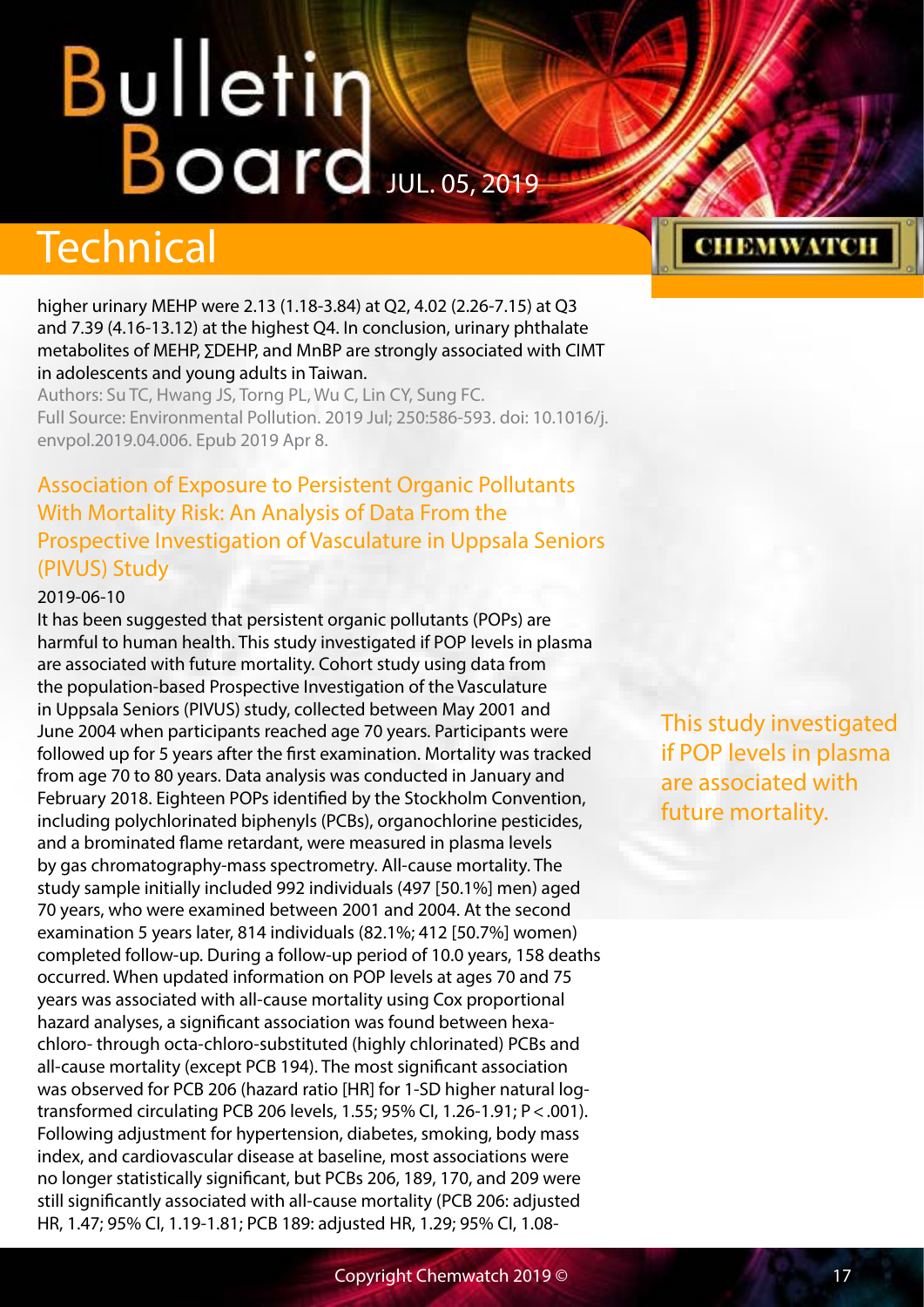higher urinary MEHP were 2.13 (1.18-3.84) at Q2, 4.02 (2.26-7.15) at Q3 and 7.39 (4.16-13.12) at the highest Q4. In conclusion, urinary phthalate metabolites of MEHP, ∑DEHP, and MnBP are strongly associated with CIMT in adolescents and young adults in Taiwan.

Authors: Su TC, Hwang JS, Torng PL, Wu C, Lin CY, Sung FC.

Full Source: Environmental Pollution. 2019 Jul; 250:586-593. doi: 10.1016/j.envpol.2019.04.006. Epub 2019 Apr 8.

## Association of Exposure to Persistent Organic Pollutants With Mortality Risk: An Analysis of Data From the Prospective Investigation of Vasculature in Uppsala Seniors (PIVUS) Study

2019-06-10

It has been suggested that persistent organic pollutants (POPs) are harmful to human health. This study investigated if POP levels in plasma are associated with future mortality. Cohort study using data from the population-based Prospective Investigation of the Vasculature in Uppsala Seniors (PIVUS) study, collected between May 2001 and June 2004 when participants reached age 70 years. Participants were followed up for 5 years after the first examination. Mortality was tracked from age 70 to 80 years. Data analysis was conducted in January and February 2018. Eighteen POPs identified by the Stockholm Convention, including polychlorinated biphenyls (PCBs), organochlorine pesticides, and a brominated flame retardant, were measured in plasma levels by gas chromatography-mass spectrometry. All-cause mortality. The study sample initially included 992 individuals (497 [50.1%] men) aged 70 years, who were examined between 2001 and 2004. At the second examination 5 years later, 814 individuals (82.1%; 412 [50.7%] women) completed follow-up. During a follow-up period of 10.0 years, 158 deaths occurred. When updated information on POP levels at ages 70 and 75 years was associated with all-cause mortality using Cox proportional hazard analyses, a significant association was found between hexa-chloro- through octa-chloro-substituted (highly chlorinated) PCBs and all-cause mortality (except PCB 194). The most significant association was observed for PCB 206 (hazard ratio [HR] for 1-SD higher natural log-transformed circulating PCB 206 levels, 1.55; 95% CI, 1.26-1.91; $P < .001$). Following adjustment for hypertension, diabetes, smoking, body mass index, and cardiovascular disease at baseline, most associations were no longer statistically significant, but PCBs 206, 189, 170, and 209 were still significantly associated with all-cause mortality (PCB 206: adjusted HR, 1.47; 95% CI, 1.19-1.81; PCB 189: adjusted HR, 1.29; 95% CI, 1.08-

This study investigated if POP levels in plasma are associated with future mortality.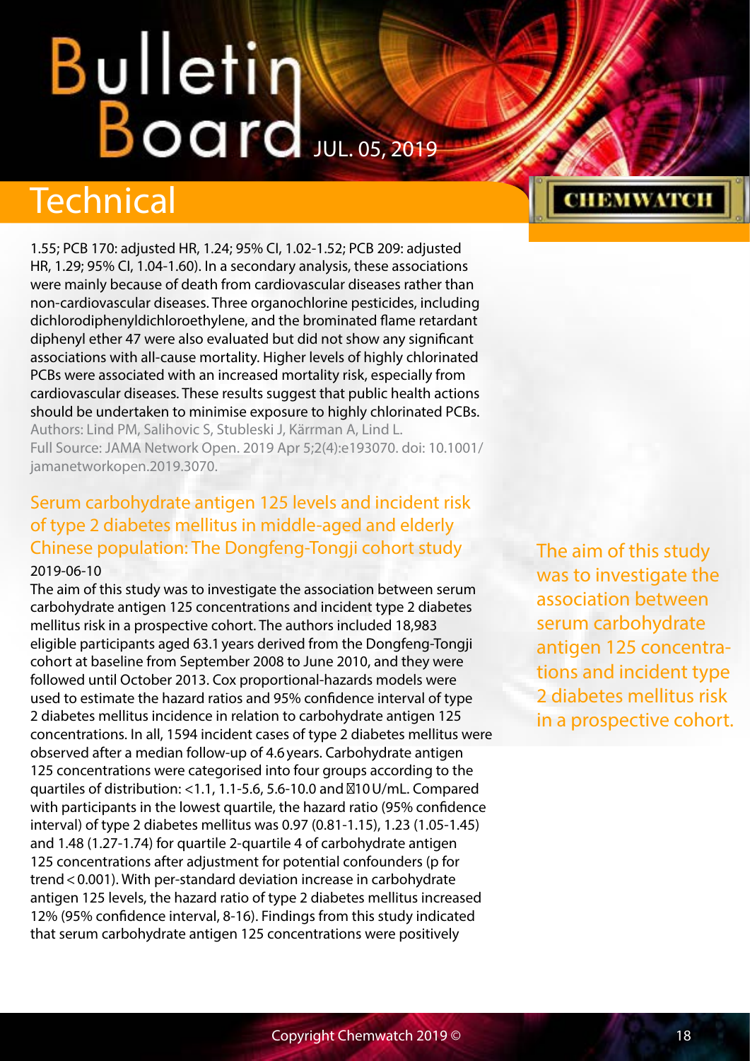1.55; PCB 170: adjusted HR, 1.24; 95% CI, 1.02-1.52; PCB 209: adjusted HR, 1.29; 95% CI, 1.04-1.60). In a secondary analysis, these associations were mainly because of death from cardiovascular diseases rather than non-cardiovascular diseases. Three organochlorine pesticides, including dichlorodiphenyldichloroethylene, and the brominated flame retardant diphenyl ether 47 were also evaluated but did not show any significant associations with all-cause mortality. Higher levels of highly chlorinated PCBs were associated with an increased mortality risk, especially from cardiovascular diseases. These results suggest that public health actions should be undertaken to minimise exposure to highly chlorinated PCBs.

Authors: Lind PM, Salihovic S, Stubleski J, Kärrman A, Lind L.

Full Source: JAMA Network Open. 2019 Apr 5;2(4):e193070. doi: 10.1001/jamanetworkopen.2019.3070.

## Serum carbohydrate antigen 125 levels and incident risk of type 2 diabetes mellitus in middle-aged and elderly Chinese population: The Dongfeng-Tongji cohort study

2019-06-10

The aim of this study was to investigate the association between serum carbohydrate antigen 125 concentrations and incident type 2 diabetes mellitus risk in a prospective cohort. The authors included 18,983 eligible participants aged 63.1 years derived from the Dongfeng-Tongji cohort at baseline from September 2008 to June 2010, and they were followed until October 2013. Cox proportional-hazards models were used to estimate the hazard ratios and 95% confidence interval of type 2 diabetes mellitus incidence in relation to carbohydrate antigen 125 concentrations. In all, 1594 incident cases of type 2 diabetes mellitus were observed after a median follow-up of 4.6 years. Carbohydrate antigen 125 concentrations were categorised into four groups according to the quartiles of distribution: <1.1, 1.1-5.6, 5.6-10.0 and ≥10 U/mL. Compared with participants in the lowest quartile, the hazard ratio (95% confidence interval) of type 2 diabetes mellitus was 0.97 (0.81-1.15), 1.23 (1.05-1.45) and 1.48 (1.27-1.74) for quartile 2-quartile 4 of carbohydrate antigen 125 concentrations after adjustment for potential confounders (p for trend < 0.001). With per-standard deviation increase in carbohydrate antigen 125 levels, the hazard ratio of type 2 diabetes mellitus increased 12% (95% confidence interval, 8-16). Findings from this study indicated that serum carbohydrate antigen 125 concentrations were positively

The aim of this study was to investigate the association between serum carbohydrate antigen 125 concentrations and incident type 2 diabetes mellitus risk in a prospective cohort.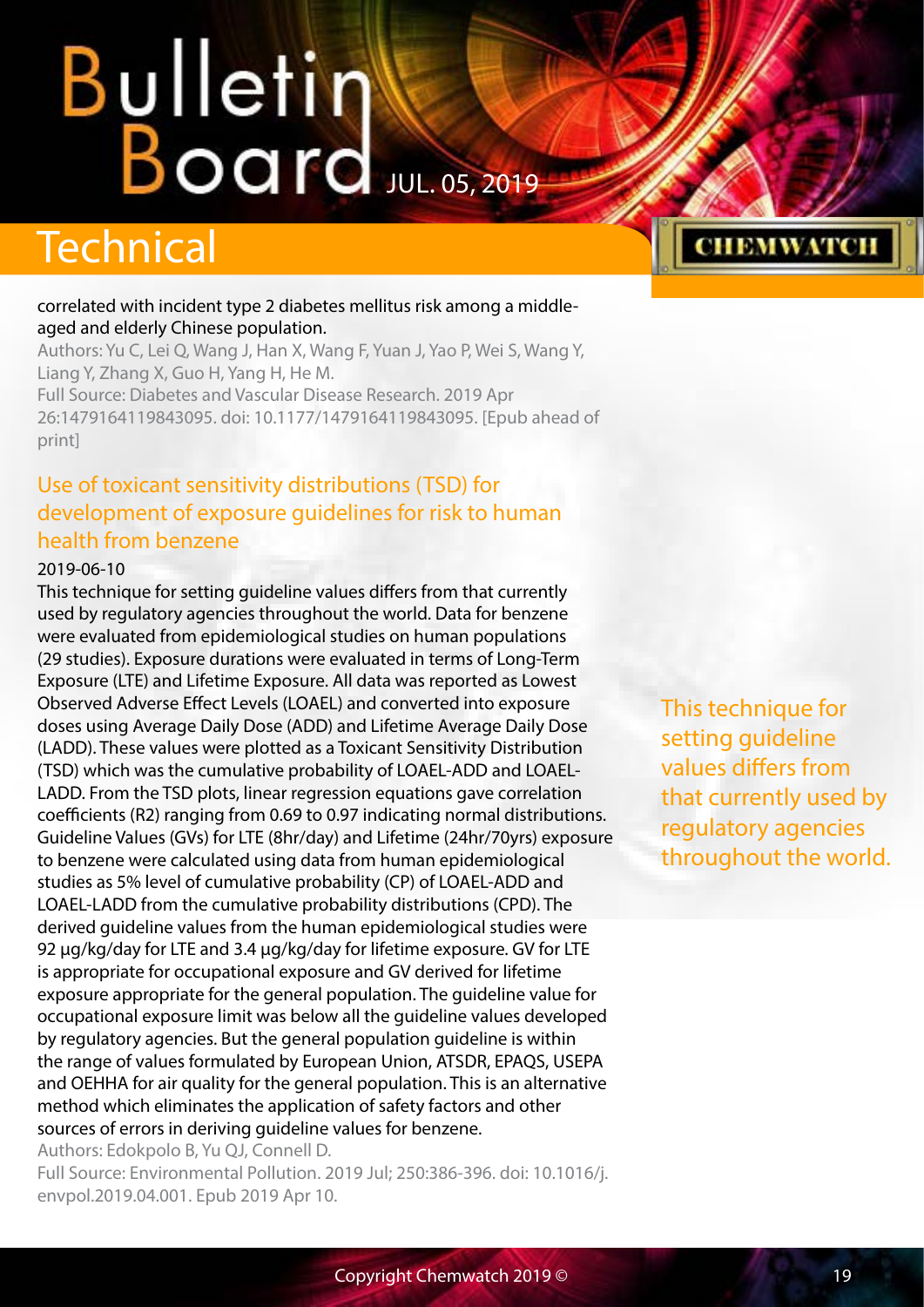correlated with incident type 2 diabetes mellitus risk among a middle-aged and elderly Chinese population.

Authors: Yu C, Lei Q, Wang J, Han X, Wang F, Yuan J, Yao P, Wei S, Wang Y, Liang Y, Zhang X, Guo H, Yang H, He M.

Full Source: Diabetes and Vascular Disease Research. 2019 Apr 26:1479164119843095. doi: 10.1177/1479164119843095. [Epub ahead of print]

## Use of toxicant sensitivity distributions (TSD) for development of exposure guidelines for risk to human health from benzene

2019-06-10

This technique for setting guideline values differs from that currently used by regulatory agencies throughout the world. Data for benzene were evaluated from epidemiological studies on human populations (29 studies). Exposure durations were evaluated in terms of Long-Term Exposure (LTE) and Lifetime Exposure. All data was reported as Lowest Observed Adverse Effect Levels (LOAEL) and converted into exposure doses using Average Daily Dose (ADD) and Lifetime Average Daily Dose (LADD). These values were plotted as a Toxicant Sensitivity Distribution (TSD) which was the cumulative probability of LOAEL-ADD and LOAEL-LADD. From the TSD plots, linear regression equations gave correlation coefficients (R2) ranging from 0.69 to 0.97 indicating normal distributions. Guideline Values (GVs) for LTE (8hr/day) and Lifetime (24hr/70yrs) exposure to benzene were calculated using data from human epidemiological studies as 5% level of cumulative probability (CP) of LOAEL-ADD and LOAEL-LADD from the cumulative probability distributions (CPD). The derived guideline values from the human epidemiological studies were 92 µg/kg/day for LTE and 3.4 µg/kg/day for lifetime exposure. GV for LTE is appropriate for occupational exposure and GV derived for lifetime exposure appropriate for the general population. The guideline value for occupational exposure limit was below all the guideline values developed by regulatory agencies. But the general population guideline is within the range of values formulated by European Union, ATSDR, EPAQS, USEPA and OEHHA for air quality for the general population. This is an alternative method which eliminates the application of safety factors and other sources of errors in deriving guideline values for benzene.

Authors: Edokpolo B, Yu QJ, Connell D.

Full Source: Environmental Pollution. 2019 Jul; 250:386-396. doi: 10.1016/j.envpol.2019.04.001. Epub 2019 Apr 10.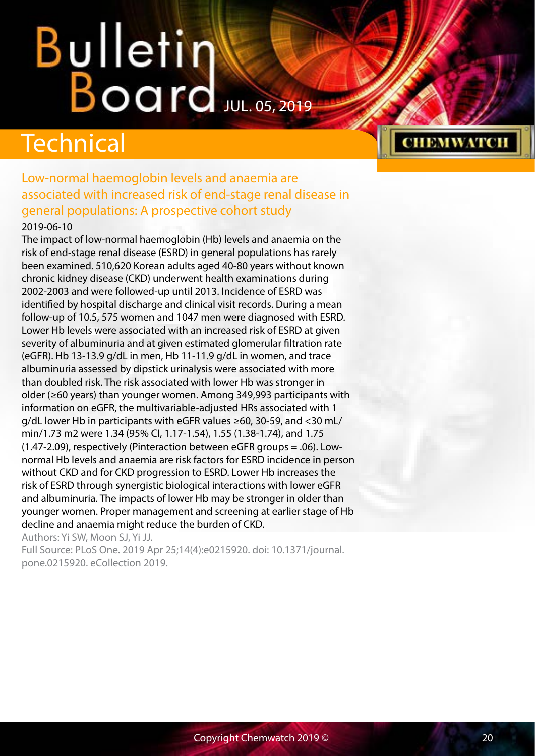# Technical

## Low-normal haemoglobin levels and anaemia are associated with increased risk of end-stage renal disease in general populations: A prospective cohort study

2019-06-10

The impact of low-normal haemoglobin (Hb) levels and anaemia on the risk of end-stage renal disease (ESRD) in general populations has rarely been examined. 510,620 Korean adults aged 40-80 years without known chronic kidney disease (CKD) underwent health examinations during 2002-2003 and were followed-up until 2013. Incidence of ESRD was identified by hospital discharge and clinical visit records. During a mean follow-up of 10.5, 575 women and 1047 men were diagnosed with ESRD. Lower Hb levels were associated with an increased risk of ESRD at given severity of albuminuria and at given estimated glomerular filtration rate (eGFR). Hb 13-13.9 g/dL in men, Hb 11-11.9 g/dL in women, and trace albuminuria assessed by dipstick urinalysis were associated with more than doubled risk. The risk associated with lower Hb was stronger in older (≥60 years) than younger women. Among 349,993 participants with information on eGFR, the multivariable-adjusted HRs associated with 1 g/dL lower Hb in participants with eGFR values ≥60, 30-59, and <30 mL/min/1.73 m2 were 1.34 (95% CI, 1.17-1.54), 1.55 (1.38-1.74), and 1.75 (1.47-2.09), respectively (Pinteraction between eGFR groups = .06). Low-normal Hb levels and anaemia are risk factors for ESRD incidence in person without CKD and for CKD progression to ESRD. Lower Hb increases the risk of ESRD through synergistic biological interactions with lower eGFR and albuminuria. The impacts of lower Hb may be stronger in older than younger women. Proper management and screening at earlier stage of Hb decline and anaemia might reduce the burden of CKD.

Authors: Yi SW, Moon SJ, Yi JJ.

Full Source: PLoS One. 2019 Apr 25;14(4):e0215920. doi: 10.1371/journal.pone.0215920. eCollection 2019.